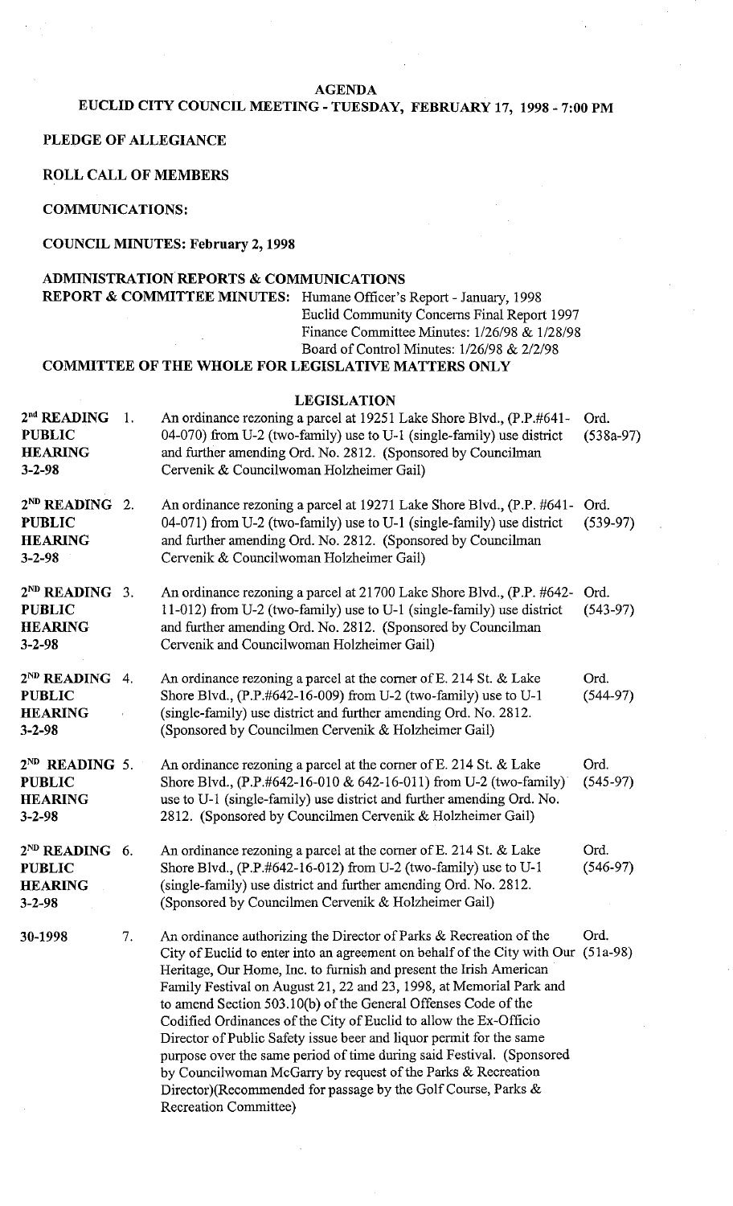# AGENDA

## EUCLID CITY COUNCIL MEETING - TUESDAY, FEBRUARY 17, 1998 - 7:00 PM

**PLEDGE OF ALLEGIANCE**

**ROLL CALL OF MEMBERS**

**COMMUNICATIONS:**

**COUNCIL MINUTES: February 2, 1998**

**ADMINISTRATION REPORTS & COMMUNICATIONS**

**REPORT & COMMITTEE MINUTES:** Humane Officer's Report - January, 1998
Euclid Community Concerns Final Report 1997
Finance Committee Minutes: 1/26/98 & 1/28/98
Board of Control Minutes: 1/26/98 & 2/2/98

**COMMITTEE OF THE WHOLE FOR LEGISLATIVE MATTERS ONLY**

### LEGISLATION

| | | | |
|---|---|---|---|
| **2nd READING PUBLIC HEARING 3-2-98** | 1. | An ordinance rezoning a parcel at 19251 Lake Shore Blvd., (P.P.#641-04-070) from U-2 (two-family) use to U-1 (single-family) use district and further amending Ord. No. 2812. (Sponsored by Councilman Cervenik & Councilwoman Holzheimer Gail) | Ord. (538a-97) |
| **2ND READING PUBLIC HEARING 3-2-98** | 2. | An ordinance rezoning a parcel at 19271 Lake Shore Blvd., (P.P. #641-04-071) from U-2 (two-family) use to U-1 (single-family) use district and further amending Ord. No. 2812. (Sponsored by Councilman Cervenik & Councilwoman Holzheimer Gail) | Ord. (539-97) |
| **2ND READING PUBLIC HEARING 3-2-98** | 3. | An ordinance rezoning a parcel at 21700 Lake Shore Blvd., (P.P. #642-11-012) from U-2 (two-family) use to U-1 (single-family) use district and further amending Ord. No. 2812. (Sponsored by Councilman Cervenik and Councilwoman Holzheimer Gail) | Ord. (543-97) |
| **2ND READING PUBLIC HEARING 3-2-98** | 4. | An ordinance rezoning a parcel at the corner of E. 214 St. & Lake Shore Blvd., (P.P.#642-16-009) from U-2 (two-family) use to U-1 (single-family) use district and further amending Ord. No. 2812. (Sponsored by Councilmen Cervenik & Holzheimer Gail) | Ord. (544-97) |
| **2ND READING PUBLIC HEARING 3-2-98** | 5. | An ordinance rezoning a parcel at the corner of E. 214 St. & Lake Shore Blvd., (P.P.#642-16-010 & 642-16-011) from U-2 (two-family) use to U-1 (single-family) use district and further amending Ord. No. 2812. (Sponsored by Councilmen Cervenik & Holzheimer Gail) | Ord. (545-97) |
| **2ND READING PUBLIC HEARING 3-2-98** | 6. | An ordinance rezoning a parcel at the corner of E. 214 St. & Lake Shore Blvd., (P.P.#642-16-012) from U-2 (two-family) use to U-1 (single-family) use district and further amending Ord. No. 2812. (Sponsored by Councilmen Cervenik & Holzheimer Gail) | Ord. (546-97) |
| **30-1998** | 7. | An ordinance authorizing the Director of Parks & Recreation of the City of Euclid to enter into an agreement on behalf of the City with Our Heritage, Our Home, Inc. to furnish and present the Irish American Family Festival on August 21, 22 and 23, 1998, at Memorial Park and to amend Section 503.10(b) of the General Offenses Code of the Codified Ordinances of the City of Euclid to allow the Ex-Officio Director of Public Safety issue beer and liquor permit for the same purpose over the same period of time during said Festival. (Sponsored by Councilwoman McGarry by request of the Parks & Recreation Director)(Recommended for passage by the Golf Course, Parks & Recreation Committee) | Ord. (51a-98) |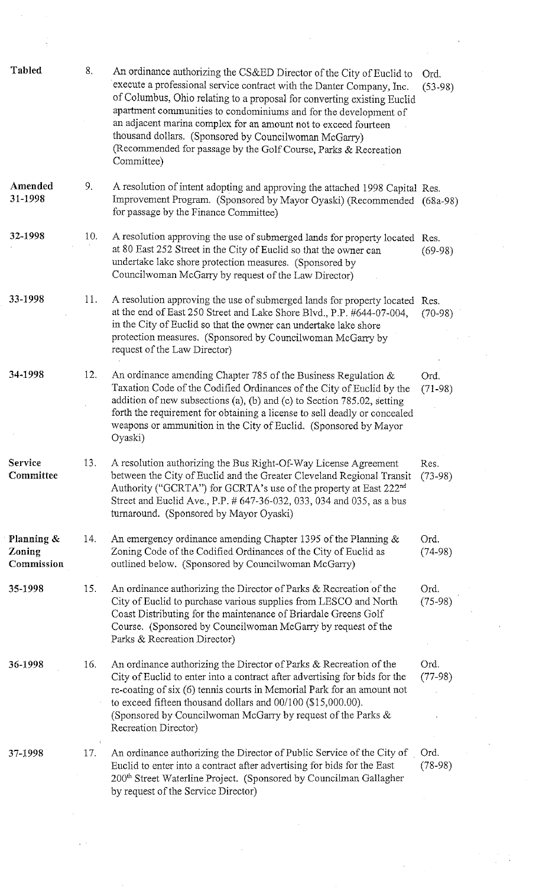| Status | No. | Description | Number |
|---|---|---|---|
| **Tabled** | 8. | An ordinance authorizing the CS&ED Director of the City of Euclid to execute a professional service contract with the Danter Company, Inc. of Columbus, Ohio relating to a proposal for converting existing Euclid apartment communities to condominiums and for the development of an adjacent marina complex for an amount not to exceed fourteen thousand dollars. (Sponsored by Councilwoman McGarry) (Recommended for passage by the Golf Course, Parks & Recreation Committee) | Ord. (53-98) |
| **Amended 31-1998** | 9. | A resolution of intent adopting and approving the attached 1998 Capital Improvement Program. (Sponsored by Mayor Oyaski) (Recommended for passage by the Finance Committee) | Res. (68a-98) |
| **32-1998** | 10. | A resolution approving the use of submerged lands for property located at 80 East 252 Street in the City of Euclid so that the owner can undertake lake shore protection measures. (Sponsored by Councilwoman McGarry by request of the Law Director) | Res. (69-98) |
| **33-1998** | 11. | A resolution approving the use of submerged lands for property located at the end of East 250 Street and Lake Shore Blvd., P.P. #644-07-004, in the City of Euclid so that the owner can undertake lake shore protection measures. (Sponsored by Councilwoman McGarry by request of the Law Director) | Res. (70-98) |
| **34-1998** | 12. | An ordinance amending Chapter 785 of the Business Regulation & Taxation Code of the Codified Ordinances of the City of Euclid by the addition of new subsections (a), (b) and (c) to Section 785.02, setting forth the requirement for obtaining a license to sell deadly or concealed weapons or ammunition in the City of Euclid. (Sponsored by Mayor Oyaski) | Ord. (71-98) |
| **Service Committee** | 13. | A resolution authorizing the Bus Right-Of-Way License Agreement between the City of Euclid and the Greater Cleveland Regional Transit Authority ("GCRTA") for GCRTA's use of the property at East 222nd Street and Euclid Ave., P.P. # 647-36-032, 033, 034 and 035, as a bus turnaround. (Sponsored by Mayor Oyaski) | Res. (73-98) |
| **Planning & Zoning Commission** | 14. | An emergency ordinance amending Chapter 1395 of the Planning & Zoning Code of the Codified Ordinances of the City of Euclid as outlined below. (Sponsored by Councilwoman McGarry) | Ord. (74-98) |
| **35-1998** | 15. | An ordinance authorizing the Director of Parks & Recreation of the City of Euclid to purchase various supplies from LESCO and North Coast Distributing for the maintenance of Briardale Greens Golf Course. (Sponsored by Councilwoman McGarry by request of the Parks & Recreation Director) | Ord. (75-98) |
| **36-1998** | 16. | An ordinance authorizing the Director of Parks & Recreation of the City of Euclid to enter into a contract after advertising for bids for the re-coating of six (6) tennis courts in Memorial Park for an amount not to exceed fifteen thousand dollars and 00/100 ($15,000.00). (Sponsored by Councilwoman McGarry by request of the Parks & Recreation Director) | Ord. (77-98) |
| **37-1998** | 17. | An ordinance authorizing the Director of Public Service of the City of Euclid to enter into a contract after advertising for bids for the East 200th Street Waterline Project. (Sponsored by Councilman Gallagher by request of the Service Director) | Ord. (78-98) |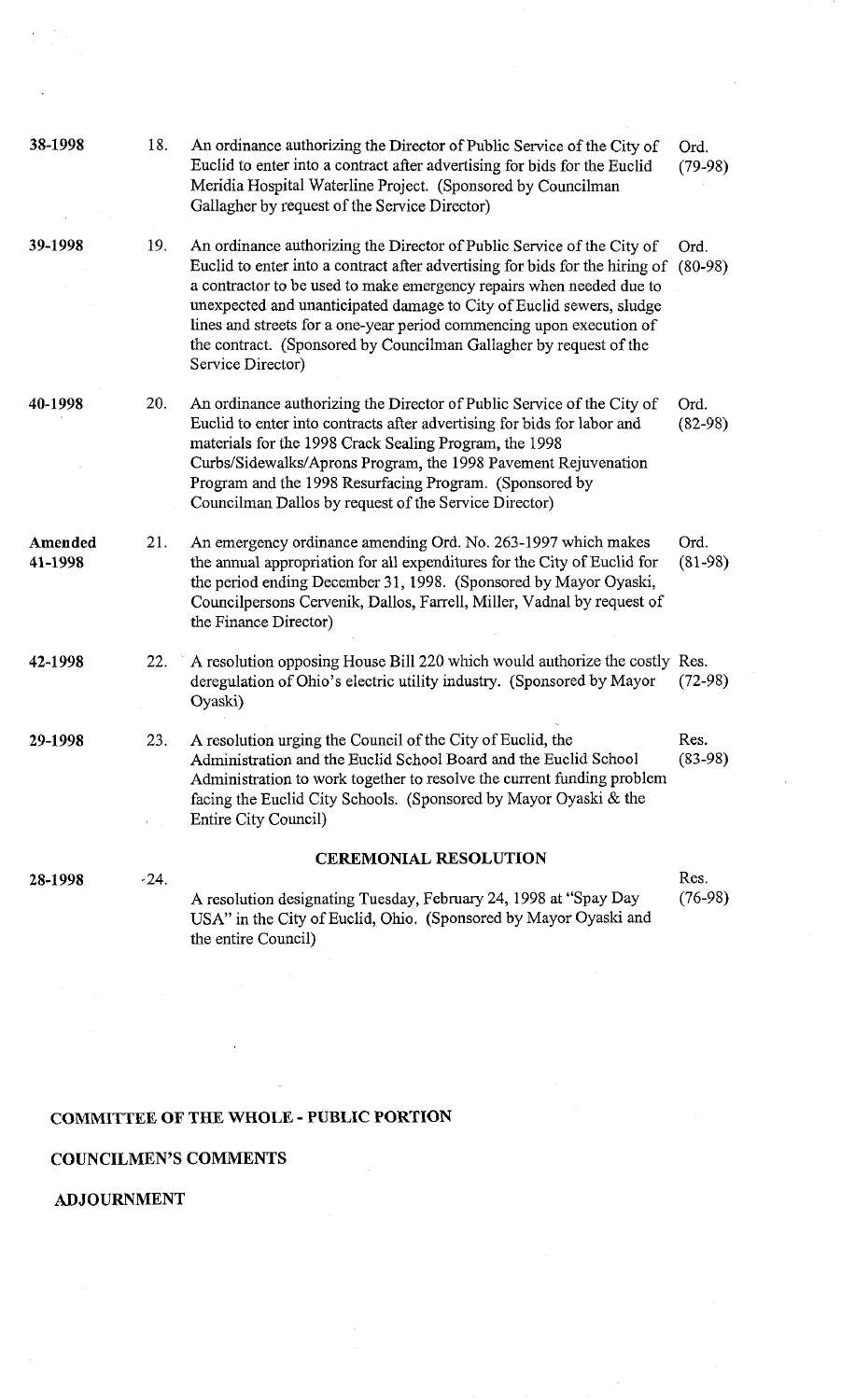| | | | |
|---|---|---|---|
| **38-1998** | 18. | An ordinance authorizing the Director of Public Service of the City of Euclid to enter into a contract after advertising for bids for the Euclid Meridia Hospital Waterline Project. (Sponsored by Councilman Gallagher by request of the Service Director) | Ord. (79-98) |
| **39-1998** | 19. | An ordinance authorizing the Director of Public Service of the City of Euclid to enter into a contract after advertising for bids for the hiring of a contractor to be used to make emergency repairs when needed due to unexpected and unanticipated damage to City of Euclid sewers, sludge lines and streets for a one-year period commencing upon execution of the contract. (Sponsored by Councilman Gallagher by request of the Service Director) | Ord. (80-98) |
| **40-1998** | 20. | An ordinance authorizing the Director of Public Service of the City of Euclid to enter into contracts after advertising for bids for labor and materials for the 1998 Crack Sealing Program, the 1998 Curbs/Sidewalks/Aprons Program, the 1998 Pavement Rejuvenation Program and the 1998 Resurfacing Program. (Sponsored by Councilman Dallos by request of the Service Director) | Ord. (82-98) |
| **Amended 41-1998** | 21. | An emergency ordinance amending Ord. No. 263-1997 which makes the annual appropriation for all expenditures for the City of Euclid for the period ending December 31, 1998. (Sponsored by Mayor Oyaski, Councilpersons Cervenik, Dallos, Farrell, Miller, Vadnal by request of the Finance Director) | Ord. (81-98) |
| **42-1998** | 22. | A resolution opposing House Bill 220 which would authorize the costly deregulation of Ohio's electric utility industry. (Sponsored by Mayor Oyaski) | Res. (72-98) |
| **29-1998** | 23. | A resolution urging the Council of the City of Euclid, the Administration and the Euclid School Board and the Euclid School Administration to work together to resolve the current funding problem facing the Euclid City Schools. (Sponsored by Mayor Oyaski & the Entire City Council) | Res. (83-98) |

**CEREMONIAL RESOLUTION**

| | | | |
|---|---|---|---|
| **28-1998** | 24. | A resolution designating Tuesday, February 24, 1998 at "Spay Day USA" in the City of Euclid, Ohio. (Sponsored by Mayor Oyaski and the entire Council) | Res. (76-98) |

**COMMITTEE OF THE WHOLE - PUBLIC PORTION**

**COUNCILMEN'S COMMENTS**

**ADJOURNMENT**